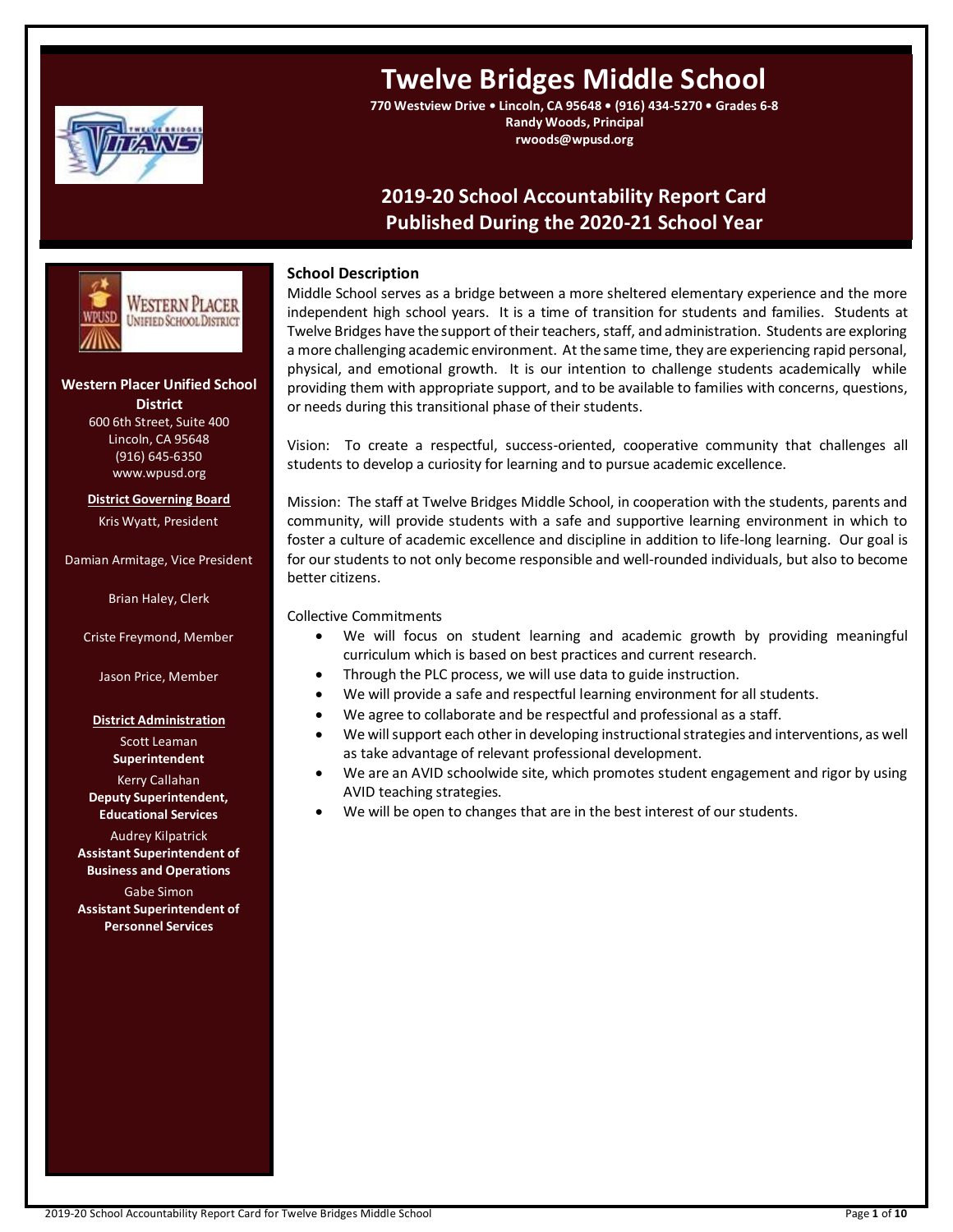# Twelve Bridges Middle School

**770 Westview Drive • Lincoln, CA 95648 • (916) 434-5270 • Grades 6-8**
**Randy Woods, Principal**
**rwoods@wpusd.org**

## 2019-20 School Accountability Report Card
## Published During the 2020-21 School Year

**Western Placer Unified School District**
600 6th Street, Suite 400
Lincoln, CA 95648
(916) 645-6350
www.wpusd.org

**District Governing Board**

Kris Wyatt, President

Damian Armitage, Vice President

Brian Haley, Clerk

Criste Freymond, Member

Jason Price, Member

**District Administration**

Scott Leaman
**Superintendent**

Kerry Callahan
**Deputy Superintendent, Educational Services**

Audrey Kilpatrick
**Assistant Superintendent of Business and Operations**

Gabe Simon
**Assistant Superintendent of Personnel Services**

### School Description

Middle School serves as a bridge between a more sheltered elementary experience and the more independent high school years. It is a time of transition for students and families. Students at Twelve Bridges have the support of their teachers, staff, and administration. Students are exploring a more challenging academic environment. At the same time, they are experiencing rapid personal, physical, and emotional growth. It is our intention to challenge students academically while providing them with appropriate support, and to be available to families with concerns, questions, or needs during this transitional phase of their students.

Vision: To create a respectful, success-oriented, cooperative community that challenges all students to develop a curiosity for learning and to pursue academic excellence.

Mission: The staff at Twelve Bridges Middle School, in cooperation with the students, parents and community, will provide students with a safe and supportive learning environment in which to foster a culture of academic excellence and discipline in addition to life-long learning. Our goal is for our students to not only become responsible and well-rounded individuals, but also to become better citizens.

Collective Commitments

- We will focus on student learning and academic growth by providing meaningful curriculum which is based on best practices and current research.
- Through the PLC process, we will use data to guide instruction.
- We will provide a safe and respectful learning environment for all students.
- We agree to collaborate and be respectful and professional as a staff.
- We will support each other in developing instructional strategies and interventions, as well as take advantage of relevant professional development.
- We are an AVID schoolwide site, which promotes student engagement and rigor by using AVID teaching strategies.
- We will be open to changes that are in the best interest of our students.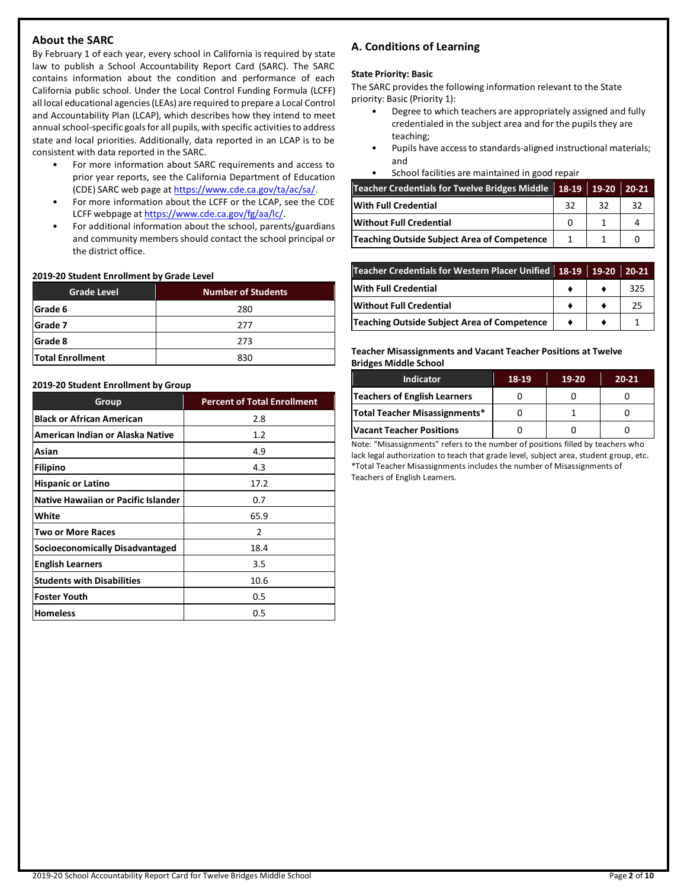## About the SARC

By February 1 of each year, every school in California is required by state law to publish a School Accountability Report Card (SARC). The SARC contains information about the condition and performance of each California public school. Under the Local Control Funding Formula (LCFF) all local educational agencies (LEAs) are required to prepare a Local Control and Accountability Plan (LCAP), which describes how they intend to meet annual school-specific goals for all pupils, with specific activities to address state and local priorities. Additionally, data reported in an LCAP is to be consistent with data reported in the SARC.

- For more information about SARC requirements and access to prior year reports, see the California Department of Education (CDE) SARC web page at https://www.cde.ca.gov/ta/ac/sa/.
- For more information about the LCFF or the LCAP, see the CDE LCFF webpage at https://www.cde.ca.gov/fg/aa/lc/.
- For additional information about the school, parents/guardians and community members should contact the school principal or the district office.

**2019-20 Student Enrollment by Grade Level**

| Grade Level | Number of Students |
|---|---|
| Grade 6 | 280 |
| Grade 7 | 277 |
| Grade 8 | 273 |
| Total Enrollment | 830 |

**2019-20 Student Enrollment by Group**

| Group | Percent of Total Enrollment |
|---|---|
| Black or African American | 2.8 |
| American Indian or Alaska Native | 1.2 |
| Asian | 4.9 |
| Filipino | 4.3 |
| Hispanic or Latino | 17.2 |
| Native Hawaiian or Pacific Islander | 0.7 |
| White | 65.9 |
| Two or More Races | 2 |
| Socioeconomically Disadvantaged | 18.4 |
| English Learners | 3.5 |
| Students with Disabilities | 10.6 |
| Foster Youth | 0.5 |
| Homeless | 0.5 |

## A. Conditions of Learning

**State Priority: Basic**

The SARC provides the following information relevant to the State priority: Basic (Priority 1):

- Degree to which teachers are appropriately assigned and fully credentialed in the subject area and for the pupils they are teaching;
- Pupils have access to standards-aligned instructional materials; and
- School facilities are maintained in good repair

| Teacher Credentials for Twelve Bridges Middle | 18-19 | 19-20 | 20-21 |
|---|---|---|---|
| With Full Credential | 32 | 32 | 32 |
| Without Full Credential | 0 | 1 | 4 |
| Teaching Outside Subject Area of Competence | 1 | 1 | 0 |

| Teacher Credentials for Western Placer Unified | 18-19 | 19-20 | 20-21 |
|---|---|---|---|
| With Full Credential | ♦ | ♦ | 325 |
| Without Full Credential | ♦ | ♦ | 25 |
| Teaching Outside Subject Area of Competence | ♦ | ♦ | 1 |

**Teacher Misassignments and Vacant Teacher Positions at Twelve Bridges Middle School**

| Indicator | 18-19 | 19-20 | 20-21 |
|---|---|---|---|
| Teachers of English Learners | 0 | 0 | 0 |
| Total Teacher Misassignments* | 0 | 1 | 0 |
| Vacant Teacher Positions | 0 | 0 | 0 |

Note: "Misassignments" refers to the number of positions filled by teachers who lack legal authorization to teach that grade level, subject area, student group, etc.
*Total Teacher Misassignments includes the number of Misassignments of Teachers of English Learners.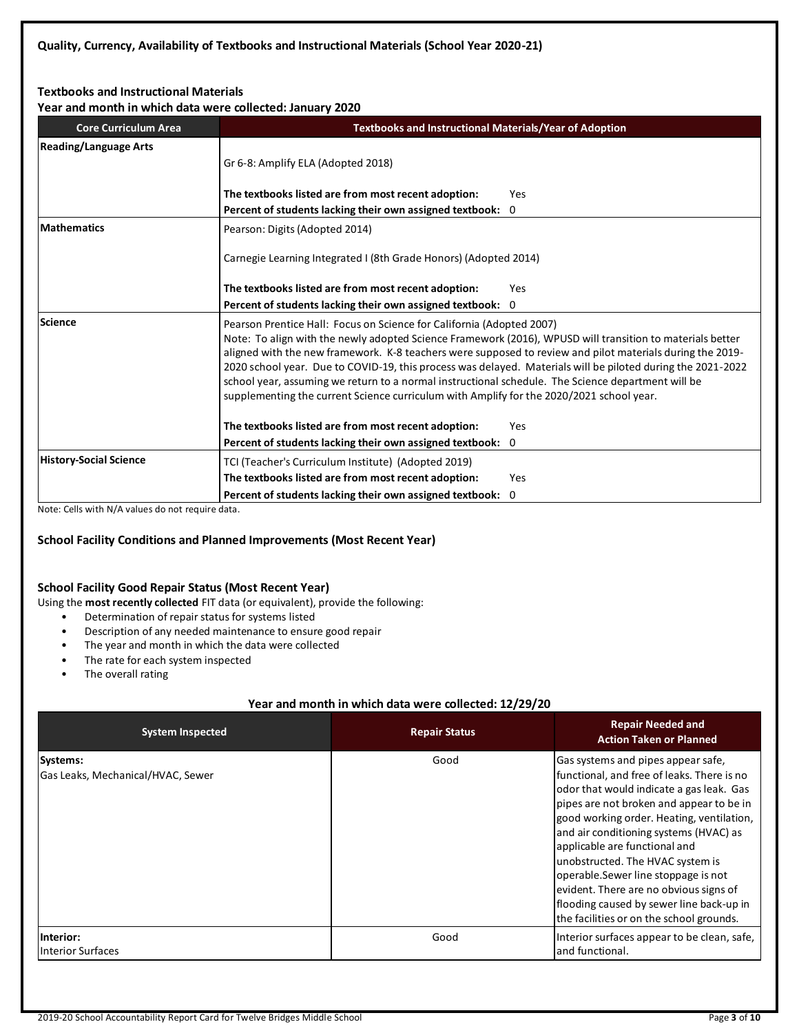## Quality, Currency, Availability of Textbooks and Instructional Materials (School Year 2020-21)

### Textbooks and Instructional Materials

**Year and month in which data were collected: January 2020**

| Core Curriculum Area | Textbooks and Instructional Materials/Year of Adoption |
|---|---|
| **Reading/Language Arts** | Gr 6-8: Amplify ELA (Adopted 2018)<br><br>**The textbooks listed are from most recent adoption:** Yes<br>**Percent of students lacking their own assigned textbook:** 0 |
| **Mathematics** | Pearson: Digits (Adopted 2014)<br><br>Carnegie Learning Integrated I (8th Grade Honors) (Adopted 2014)<br><br>**The textbooks listed are from most recent adoption:** Yes<br>**Percent of students lacking their own assigned textbook:** 0 |
| **Science** | Pearson Prentice Hall: Focus on Science for California (Adopted 2007)<br>Note: To align with the newly adopted Science Framework (2016), WPUSD will transition to materials better aligned with the new framework. K-8 teachers were supposed to review and pilot materials during the 2019-2020 school year. Due to COVID-19, this process was delayed. Materials will be piloted during the 2021-2022 school year, assuming we return to a normal instructional schedule. The Science department will be supplementing the current Science curriculum with Amplify for the 2020/2021 school year.<br><br>**The textbooks listed are from most recent adoption:** Yes<br>**Percent of students lacking their own assigned textbook:** 0 |
| **History-Social Science** | TCI (Teacher's Curriculum Institute) (Adopted 2019)<br>**The textbooks listed are from most recent adoption:** Yes<br>**Percent of students lacking their own assigned textbook:** 0 |

Note: Cells with N/A values do not require data.

## School Facility Conditions and Planned Improvements (Most Recent Year)

### School Facility Good Repair Status (Most Recent Year)

Using the **most recently collected** FIT data (or equivalent), provide the following:

- Determination of repair status for systems listed
- Description of any needed maintenance to ensure good repair
- The year and month in which the data were collected
- The rate for each system inspected
- The overall rating

**Year and month in which data were collected: 12/29/20**

| System Inspected | Repair Status | Repair Needed and Action Taken or Planned |
|---|---|---|
| **Systems:**<br>Gas Leaks, Mechanical/HVAC, Sewer | Good | Gas systems and pipes appear safe, functional, and free of leaks. There is no odor that would indicate a gas leak. Gas pipes are not broken and appear to be in good working order. Heating, ventilation, and air conditioning systems (HVAC) as applicable are functional and unobstructed. The HVAC system is operable.Sewer line stoppage is not evident. There are no obvious signs of flooding caused by sewer line back-up in the facilities or on the school grounds. |
| **Interior:**<br>Interior Surfaces | Good | Interior surfaces appear to be clean, safe, and functional. |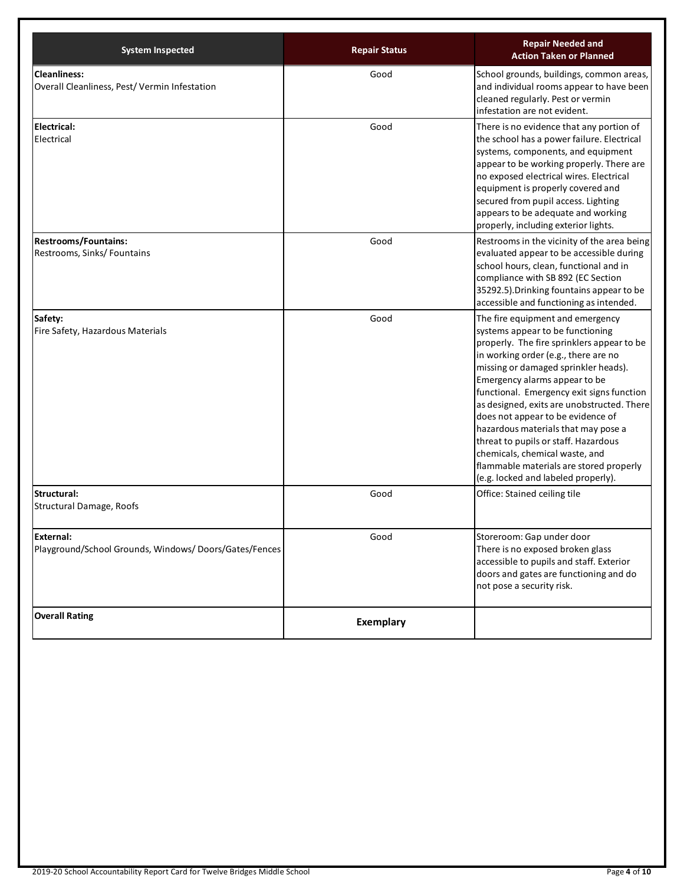| System Inspected | Repair Status | Repair Needed and Action Taken or Planned |
| --- | --- | --- |
| **Cleanliness:** Overall Cleanliness, Pest/ Vermin Infestation | Good | School grounds, buildings, common areas, and individual rooms appear to have been cleaned regularly. Pest or vermin infestation are not evident. |
| **Electrical:** Electrical | Good | There is no evidence that any portion of the school has a power failure. Electrical systems, components, and equipment appear to be working properly. There are no exposed electrical wires. Electrical equipment is properly covered and secured from pupil access. Lighting appears to be adequate and working properly, including exterior lights. |
| **Restrooms/Fountains:** Restrooms, Sinks/ Fountains | Good | Restrooms in the vicinity of the area being evaluated appear to be accessible during school hours, clean, functional and in compliance with SB 892 (EC Section 35292.5).Drinking fountains appear to be accessible and functioning as intended. |
| **Safety:** Fire Safety, Hazardous Materials | Good | The fire equipment and emergency systems appear to be functioning properly. The fire sprinklers appear to be in working order (e.g., there are no missing or damaged sprinkler heads). Emergency alarms appear to be functional. Emergency exit signs function as designed, exits are unobstructed. There does not appear to be evidence of hazardous materials that may pose a threat to pupils or staff. Hazardous chemicals, chemical waste, and flammable materials are stored properly (e.g. locked and labeled properly). |
| **Structural:** Structural Damage, Roofs | Good | Office: Stained ceiling tile |
| **External:** Playground/School Grounds, Windows/ Doors/Gates/Fences | Good | Storeroom: Gap under door There is no exposed broken glass accessible to pupils and staff. Exterior doors and gates are functioning and do not pose a security risk. |
| **Overall Rating** | **Exemplary** | |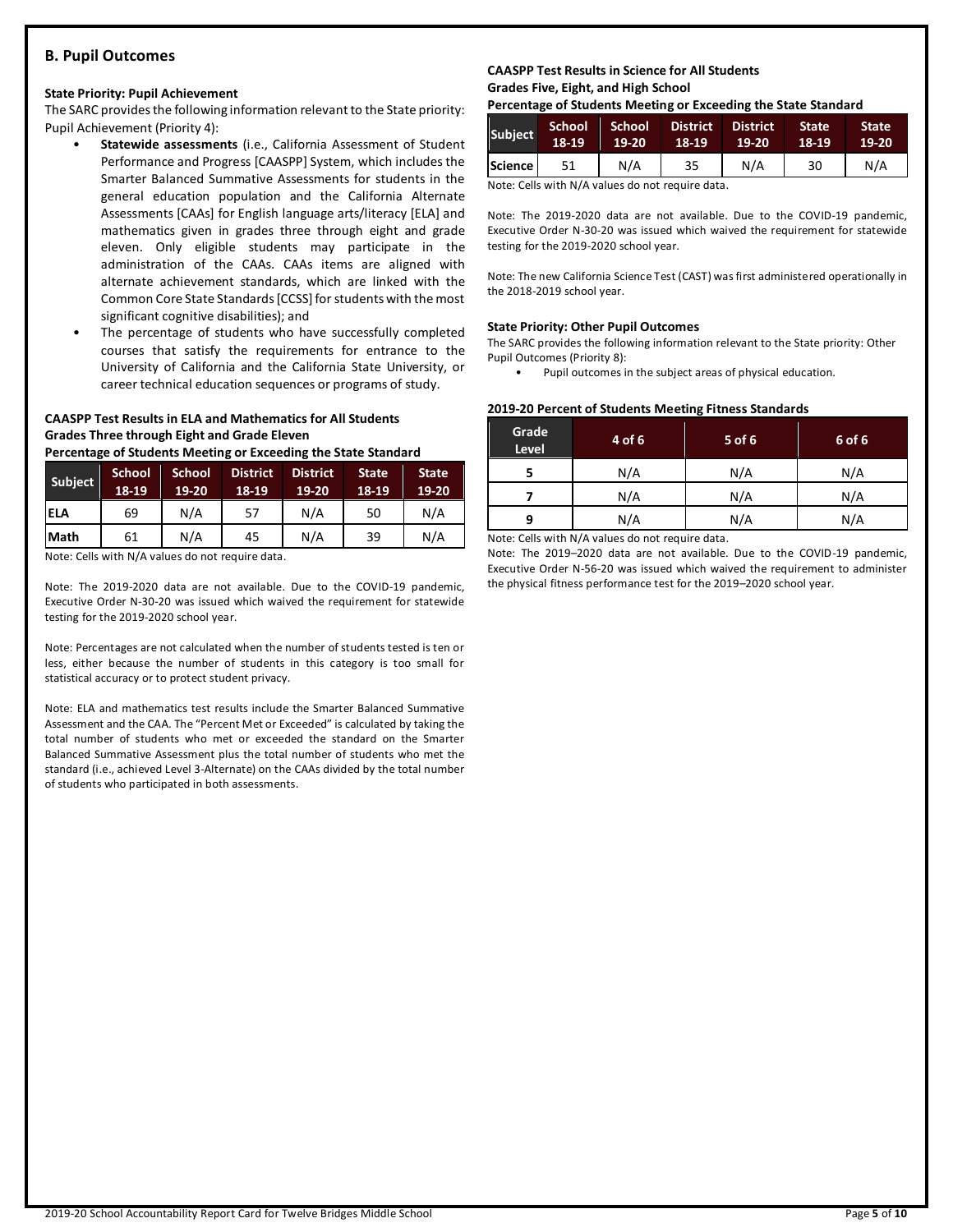## B. Pupil Outcomes

### State Priority: Pupil Achievement

The SARC provides the following information relevant to the State priority: Pupil Achievement (Priority 4):

- **Statewide assessments** (i.e., California Assessment of Student Performance and Progress [CAASPP] System, which includes the Smarter Balanced Summative Assessments for students in the general education population and the California Alternate Assessments [CAAs] for English language arts/literacy [ELA] and mathematics given in grades three through eight and grade eleven. Only eligible students may participate in the administration of the CAAs. CAAs items are aligned with alternate achievement standards, which are linked with the Common Core State Standards [CCSS] for students with the most significant cognitive disabilities); and
- The percentage of students who have successfully completed courses that satisfy the requirements for entrance to the University of California and the California State University, or career technical education sequences or programs of study.

**CAASPP Test Results in ELA and Mathematics for All Students Grades Three through Eight and Grade Eleven Percentage of Students Meeting or Exceeding the State Standard**

| Subject | School 18-19 | School 19-20 | District 18-19 | District 19-20 | State 18-19 | State 19-20 |
|---|---|---|---|---|---|---|
| ELA | 69 | N/A | 57 | N/A | 50 | N/A |
| Math | 61 | N/A | 45 | N/A | 39 | N/A |

Note: Cells with N/A values do not require data.

Note: The 2019-2020 data are not available. Due to the COVID-19 pandemic, Executive Order N-30-20 was issued which waived the requirement for statewide testing for the 2019-2020 school year.

Note: Percentages are not calculated when the number of students tested is ten or less, either because the number of students in this category is too small for statistical accuracy or to protect student privacy.

Note: ELA and mathematics test results include the Smarter Balanced Summative Assessment and the CAA. The "Percent Met or Exceeded" is calculated by taking the total number of students who met or exceeded the standard on the Smarter Balanced Summative Assessment plus the total number of students who met the standard (i.e., achieved Level 3-Alternate) on the CAAs divided by the total number of students who participated in both assessments.

**CAASPP Test Results in Science for All Students Grades Five, Eight, and High School Percentage of Students Meeting or Exceeding the State Standard**

| Subject | School 18-19 | School 19-20 | District 18-19 | District 19-20 | State 18-19 | State 19-20 |
|---|---|---|---|---|---|---|
| Science | 51 | N/A | 35 | N/A | 30 | N/A |

Note: Cells with N/A values do not require data.

Note: The 2019-2020 data are not available. Due to the COVID-19 pandemic, Executive Order N-30-20 was issued which waived the requirement for statewide testing for the 2019-2020 school year.

Note: The new California Science Test (CAST) was first administered operationally in the 2018-2019 school year.

### State Priority: Other Pupil Outcomes

The SARC provides the following information relevant to the State priority: Other Pupil Outcomes (Priority 8):

- Pupil outcomes in the subject areas of physical education.

**2019-20 Percent of Students Meeting Fitness Standards**

| Grade Level | 4 of 6 | 5 of 6 | 6 of 6 |
|---|---|---|---|
| 5 | N/A | N/A | N/A |
| 7 | N/A | N/A | N/A |
| 9 | N/A | N/A | N/A |

Note: Cells with N/A values do not require data.

Note: The 2019–2020 data are not available. Due to the COVID-19 pandemic, Executive Order N-56-20 was issued which waived the requirement to administer the physical fitness performance test for the 2019–2020 school year.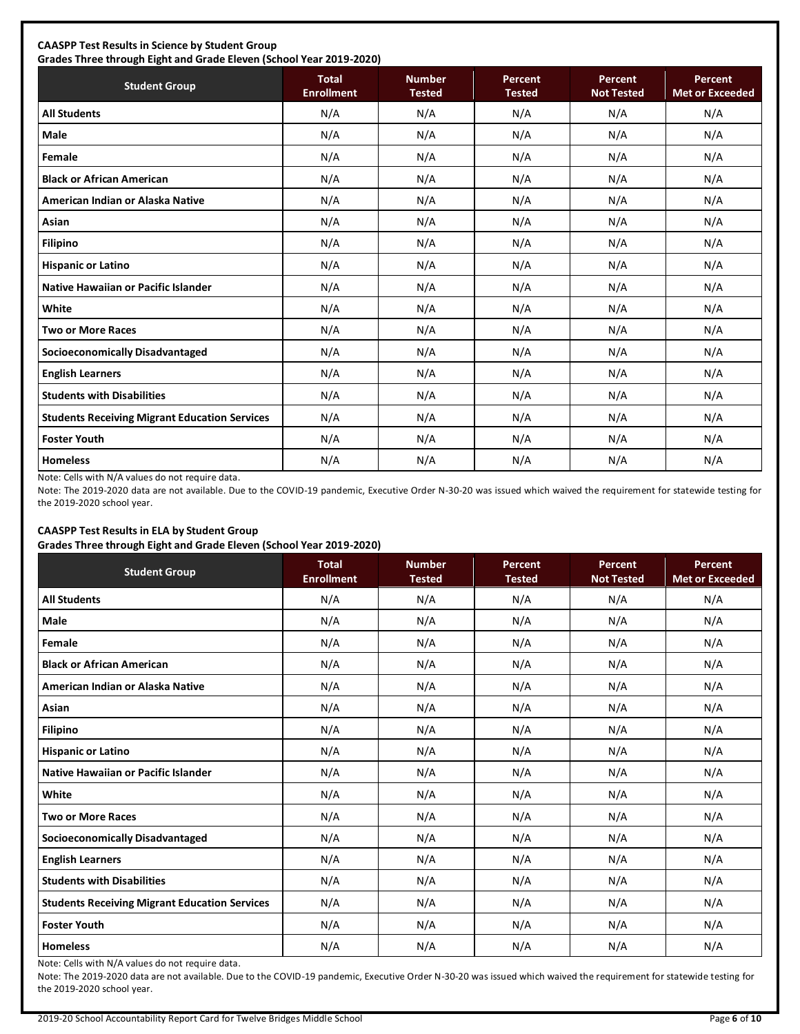**CAASPP Test Results in Science by Student Group**
**Grades Three through Eight and Grade Eleven (School Year 2019-2020)**

| Student Group | Total Enrollment | Number Tested | Percent Tested | Percent Not Tested | Percent Met or Exceeded |
|---|---|---|---|---|---|
| **All Students** | N/A | N/A | N/A | N/A | N/A |
| **Male** | N/A | N/A | N/A | N/A | N/A |
| **Female** | N/A | N/A | N/A | N/A | N/A |
| **Black or African American** | N/A | N/A | N/A | N/A | N/A |
| **American Indian or Alaska Native** | N/A | N/A | N/A | N/A | N/A |
| **Asian** | N/A | N/A | N/A | N/A | N/A |
| **Filipino** | N/A | N/A | N/A | N/A | N/A |
| **Hispanic or Latino** | N/A | N/A | N/A | N/A | N/A |
| **Native Hawaiian or Pacific Islander** | N/A | N/A | N/A | N/A | N/A |
| **White** | N/A | N/A | N/A | N/A | N/A |
| **Two or More Races** | N/A | N/A | N/A | N/A | N/A |
| **Socioeconomically Disadvantaged** | N/A | N/A | N/A | N/A | N/A |
| **English Learners** | N/A | N/A | N/A | N/A | N/A |
| **Students with Disabilities** | N/A | N/A | N/A | N/A | N/A |
| **Students Receiving Migrant Education Services** | N/A | N/A | N/A | N/A | N/A |
| **Foster Youth** | N/A | N/A | N/A | N/A | N/A |
| **Homeless** | N/A | N/A | N/A | N/A | N/A |

Note: Cells with N/A values do not require data.

Note: The 2019-2020 data are not available. Due to the COVID-19 pandemic, Executive Order N-30-20 was issued which waived the requirement for statewide testing for the 2019-2020 school year.

**CAASPP Test Results in ELA by Student Group**
**Grades Three through Eight and Grade Eleven (School Year 2019-2020)**

| Student Group | Total Enrollment | Number Tested | Percent Tested | Percent Not Tested | Percent Met or Exceeded |
|---|---|---|---|---|---|
| **All Students** | N/A | N/A | N/A | N/A | N/A |
| **Male** | N/A | N/A | N/A | N/A | N/A |
| **Female** | N/A | N/A | N/A | N/A | N/A |
| **Black or African American** | N/A | N/A | N/A | N/A | N/A |
| **American Indian or Alaska Native** | N/A | N/A | N/A | N/A | N/A |
| **Asian** | N/A | N/A | N/A | N/A | N/A |
| **Filipino** | N/A | N/A | N/A | N/A | N/A |
| **Hispanic or Latino** | N/A | N/A | N/A | N/A | N/A |
| **Native Hawaiian or Pacific Islander** | N/A | N/A | N/A | N/A | N/A |
| **White** | N/A | N/A | N/A | N/A | N/A |
| **Two or More Races** | N/A | N/A | N/A | N/A | N/A |
| **Socioeconomically Disadvantaged** | N/A | N/A | N/A | N/A | N/A |
| **English Learners** | N/A | N/A | N/A | N/A | N/A |
| **Students with Disabilities** | N/A | N/A | N/A | N/A | N/A |
| **Students Receiving Migrant Education Services** | N/A | N/A | N/A | N/A | N/A |
| **Foster Youth** | N/A | N/A | N/A | N/A | N/A |
| **Homeless** | N/A | N/A | N/A | N/A | N/A |

Note: Cells with N/A values do not require data.

Note: The 2019-2020 data are not available. Due to the COVID-19 pandemic, Executive Order N-30-20 was issued which waived the requirement for statewide testing for the 2019-2020 school year.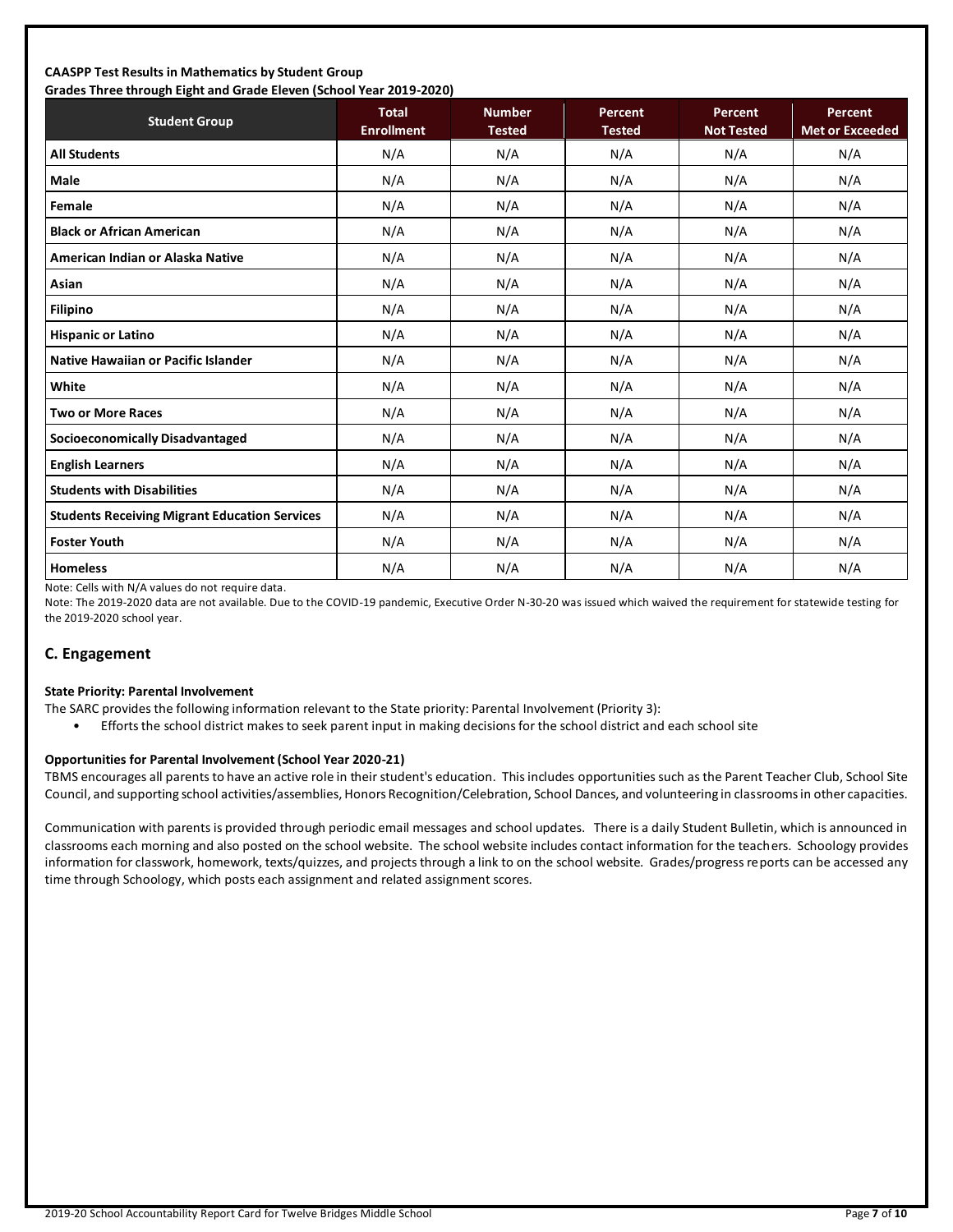**CAASPP Test Results in Mathematics by Student Group**
**Grades Three through Eight and Grade Eleven (School Year 2019-2020)**

| Student Group | Total Enrollment | Number Tested | Percent Tested | Percent Not Tested | Percent Met or Exceeded |
|---|---|---|---|---|---|
| **All Students** | N/A | N/A | N/A | N/A | N/A |
| **Male** | N/A | N/A | N/A | N/A | N/A |
| **Female** | N/A | N/A | N/A | N/A | N/A |
| **Black or African American** | N/A | N/A | N/A | N/A | N/A |
| **American Indian or Alaska Native** | N/A | N/A | N/A | N/A | N/A |
| **Asian** | N/A | N/A | N/A | N/A | N/A |
| **Filipino** | N/A | N/A | N/A | N/A | N/A |
| **Hispanic or Latino** | N/A | N/A | N/A | N/A | N/A |
| **Native Hawaiian or Pacific Islander** | N/A | N/A | N/A | N/A | N/A |
| **White** | N/A | N/A | N/A | N/A | N/A |
| **Two or More Races** | N/A | N/A | N/A | N/A | N/A |
| **Socioeconomically Disadvantaged** | N/A | N/A | N/A | N/A | N/A |
| **English Learners** | N/A | N/A | N/A | N/A | N/A |
| **Students with Disabilities** | N/A | N/A | N/A | N/A | N/A |
| **Students Receiving Migrant Education Services** | N/A | N/A | N/A | N/A | N/A |
| **Foster Youth** | N/A | N/A | N/A | N/A | N/A |
| **Homeless** | N/A | N/A | N/A | N/A | N/A |

Note: Cells with N/A values do not require data.

Note: The 2019-2020 data are not available. Due to the COVID-19 pandemic, Executive Order N-30-20 was issued which waived the requirement for statewide testing for the 2019-2020 school year.

## C. Engagement

**State Priority: Parental Involvement**

The SARC provides the following information relevant to the State priority: Parental Involvement (Priority 3):

- Efforts the school district makes to seek parent input in making decisions for the school district and each school site

**Opportunities for Parental Involvement (School Year 2020-21)**

TBMS encourages all parents to have an active role in their student's education. This includes opportunities such as the Parent Teacher Club, School Site Council, and supporting school activities/assemblies, Honors Recognition/Celebration, School Dances, and volunteering in classrooms in other capacities.

Communication with parents is provided through periodic email messages and school updates. There is a daily Student Bulletin, which is announced in classrooms each morning and also posted on the school website. The school website includes contact information for the teachers. Schoology provides information for classwork, homework, texts/quizzes, and projects through a link to on the school website. Grades/progress reports can be accessed any time through Schoology, which posts each assignment and related assignment scores.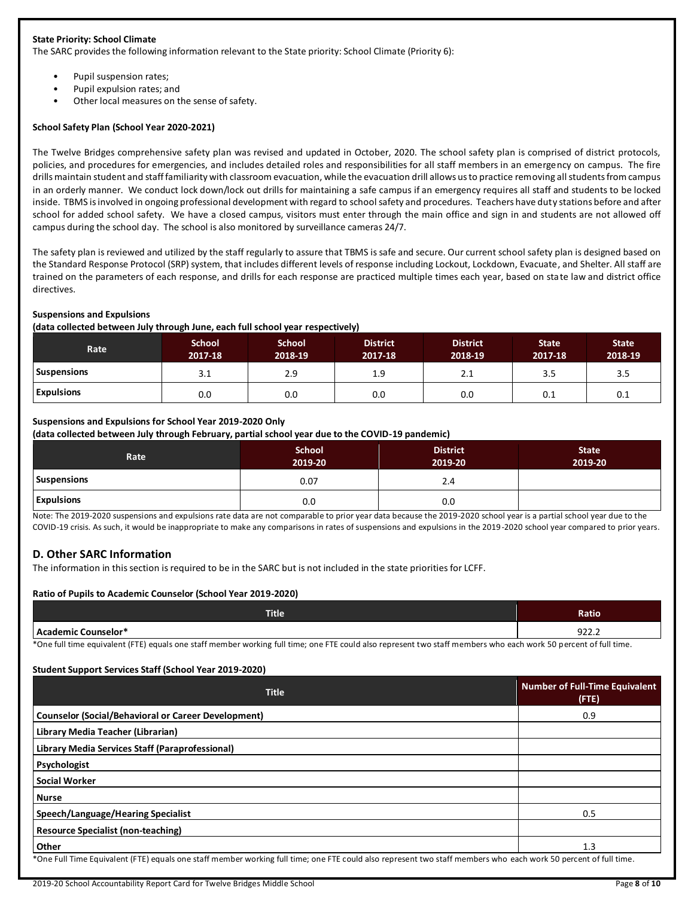**State Priority: School Climate**

The SARC provides the following information relevant to the State priority: School Climate (Priority 6):

- Pupil suspension rates;
- Pupil expulsion rates; and
- Other local measures on the sense of safety.

**School Safety Plan (School Year 2020-2021)**

The Twelve Bridges comprehensive safety plan was revised and updated in October, 2020. The school safety plan is comprised of district protocols, policies, and procedures for emergencies, and includes detailed roles and responsibilities for all staff members in an emergency on campus. The fire drills maintain student and staff familiarity with classroom evacuation, while the evacuation drill allows us to practice removing all students from campus in an orderly manner. We conduct lock down/lock out drills for maintaining a safe campus if an emergency requires all staff and students to be locked inside. TBMS is involved in ongoing professional development with regard to school safety and procedures. Teachers have duty stations before and after school for added school safety. We have a closed campus, visitors must enter through the main office and sign in and students are not allowed off campus during the school day. The school is also monitored by surveillance cameras 24/7.

The safety plan is reviewed and utilized by the staff regularly to assure that TBMS is safe and secure. Our current school safety plan is designed based on the Standard Response Protocol (SRP) system, that includes different levels of response including Lockout, Lockdown, Evacuate, and Shelter. All staff are trained on the parameters of each response, and drills for each response are practiced multiple times each year, based on state law and district office directives.

**Suspensions and Expulsions**

**(data collected between July through June, each full school year respectively)**

| Rate | School 2017-18 | School 2018-19 | District 2017-18 | District 2018-19 | State 2017-18 | State 2018-19 |
|---|---|---|---|---|---|---|
| Suspensions | 3.1 | 2.9 | 1.9 | 2.1 | 3.5 | 3.5 |
| Expulsions | 0.0 | 0.0 | 0.0 | 0.0 | 0.1 | 0.1 |

**Suspensions and Expulsions for School Year 2019-2020 Only**

**(data collected between July through February, partial school year due to the COVID-19 pandemic)**

| Rate | School 2019-20 | District 2019-20 | State 2019-20 |
|---|---|---|---|
| Suspensions | 0.07 | 2.4 | |
| Expulsions | 0.0 | 0.0 | |

Note: The 2019-2020 suspensions and expulsions rate data are not comparable to prior year data because the 2019-2020 school year is a partial school year due to the COVID-19 crisis. As such, it would be inappropriate to make any comparisons in rates of suspensions and expulsions in the 2019-2020 school year compared to prior years.

## D. Other SARC Information

The information in this section is required to be in the SARC but is not included in the state priorities for LCFF.

**Ratio of Pupils to Academic Counselor (School Year 2019-2020)**

| Title | Ratio |
|---|---|
| Academic Counselor* | 922.2 |

*One full time equivalent (FTE) equals one staff member working full time; one FTE could also represent two staff members who each work 50 percent of full time.

**Student Support Services Staff (School Year 2019-2020)**

| Title | Number of Full-Time Equivalent (FTE) |
|---|---|
| Counselor (Social/Behavioral or Career Development) | 0.9 |
| Library Media Teacher (Librarian) | |
| Library Media Services Staff (Paraprofessional) | |
| Psychologist | |
| Social Worker | |
| Nurse | |
| Speech/Language/Hearing Specialist | 0.5 |
| Resource Specialist (non-teaching) | |
| Other | 1.3 |

*One Full Time Equivalent (FTE) equals one staff member working full time; one FTE could also represent two staff members who each work 50 percent of full time.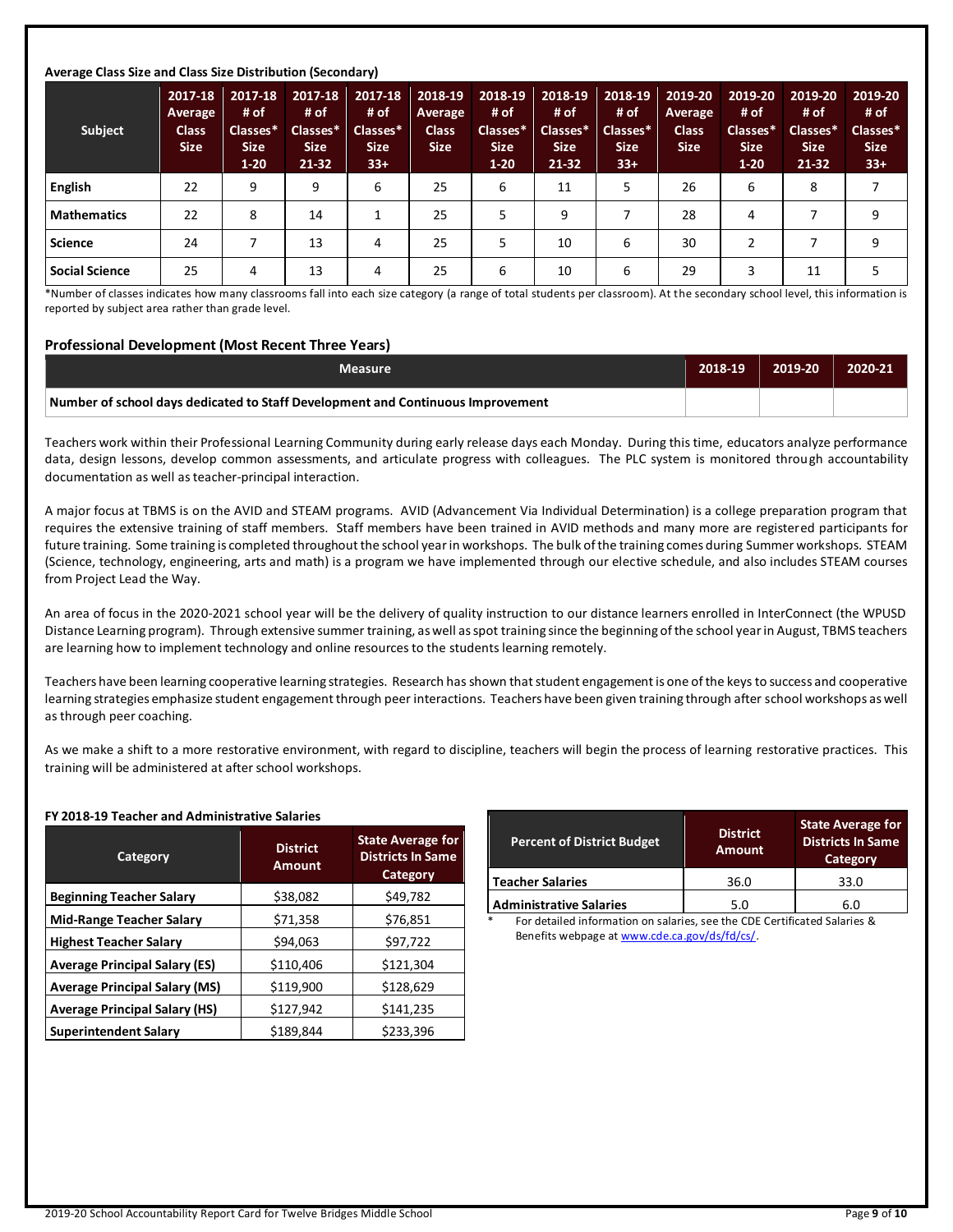**Average Class Size and Class Size Distribution (Secondary)**

| Subject | 2017-18 Average Class Size | 2017-18 # of Classes* Size 1-20 | 2017-18 # of Classes* Size 21-32 | 2017-18 # of Classes* Size 33+ | 2018-19 Average Class Size | 2018-19 # of Classes* Size 1-20 | 2018-19 # of Classes* Size 21-32 | 2018-19 # of Classes* Size 33+ | 2019-20 Average Class Size | 2019-20 # of Classes* Size 1-20 | 2019-20 # of Classes* Size 21-32 | 2019-20 # of Classes* Size 33+ |
|---|---|---|---|---|---|---|---|---|---|---|---|---|
| **English** | 22 | 9 | 9 | 6 | 25 | 6 | 11 | 5 | 26 | 6 | 8 | 7 |
| **Mathematics** | 22 | 8 | 14 | 1 | 25 | 5 | 9 | 7 | 28 | 4 | 7 | 9 |
| **Science** | 24 | 7 | 13 | 4 | 25 | 5 | 10 | 6 | 30 | 2 | 7 | 9 |
| **Social Science** | 25 | 4 | 13 | 4 | 25 | 6 | 10 | 6 | 29 | 3 | 11 | 5 |

*Number of classes indicates how many classrooms fall into each size category (a range of total students per classroom). At the secondary school level, this information is reported by subject area rather than grade level.

### Professional Development (Most Recent Three Years)

| Measure | 2018-19 | 2019-20 | 2020-21 |
|---|---|---|---|
| **Number of school days dedicated to Staff Development and Continuous Improvement** | | | |

Teachers work within their Professional Learning Community during early release days each Monday. During this time, educators analyze performance data, design lessons, develop common assessments, and articulate progress with colleagues. The PLC system is monitored through accountability documentation as well as teacher-principal interaction.

A major focus at TBMS is on the AVID and STEAM programs. AVID (Advancement Via Individual Determination) is a college preparation program that requires the extensive training of staff members. Staff members have been trained in AVID methods and many more are registered participants for future training. Some training is completed throughout the school year in workshops. The bulk of the training comes during Summer workshops. STEAM (Science, technology, engineering, arts and math) is a program we have implemented through our elective schedule, and also includes STEAM courses from Project Lead the Way.

An area of focus in the 2020-2021 school year will be the delivery of quality instruction to our distance learners enrolled in InterConnect (the WPUSD Distance Learning program). Through extensive summer training, as well as spot training since the beginning of the school year in August, TBMS teachers are learning how to implement technology and online resources to the students learning remotely.

Teachers have been learning cooperative learning strategies. Research has shown that student engagement is one of the keys to success and cooperative learning strategies emphasize student engagement through peer interactions. Teachers have been given training through after school workshops as well as through peer coaching.

As we make a shift to a more restorative environment, with regard to discipline, teachers will begin the process of learning restorative practices. This training will be administered at after school workshops.

**FY 2018-19 Teacher and Administrative Salaries**

| Category | District Amount | State Average for Districts In Same Category |
|---|---|---|
| **Beginning Teacher Salary** | $38,082 | $49,782 |
| **Mid-Range Teacher Salary** | $71,358 | $76,851 |
| **Highest Teacher Salary** | $94,063 | $97,722 |
| **Average Principal Salary (ES)** | $110,406 | $121,304 |
| **Average Principal Salary (MS)** | $119,900 | $128,629 |
| **Average Principal Salary (HS)** | $127,942 | $141,235 |
| **Superintendent Salary** | $189,844 | $233,396 |

| Percent of District Budget | District Amount | State Average for Districts In Same Category |
|---|---|---|
| **Teacher Salaries** | 36.0 | 33.0 |
| **Administrative Salaries** | 5.0 | 6.0 |

\* For detailed information on salaries, see the CDE Certificated Salaries & Benefits webpage at www.cde.ca.gov/ds/fd/cs/.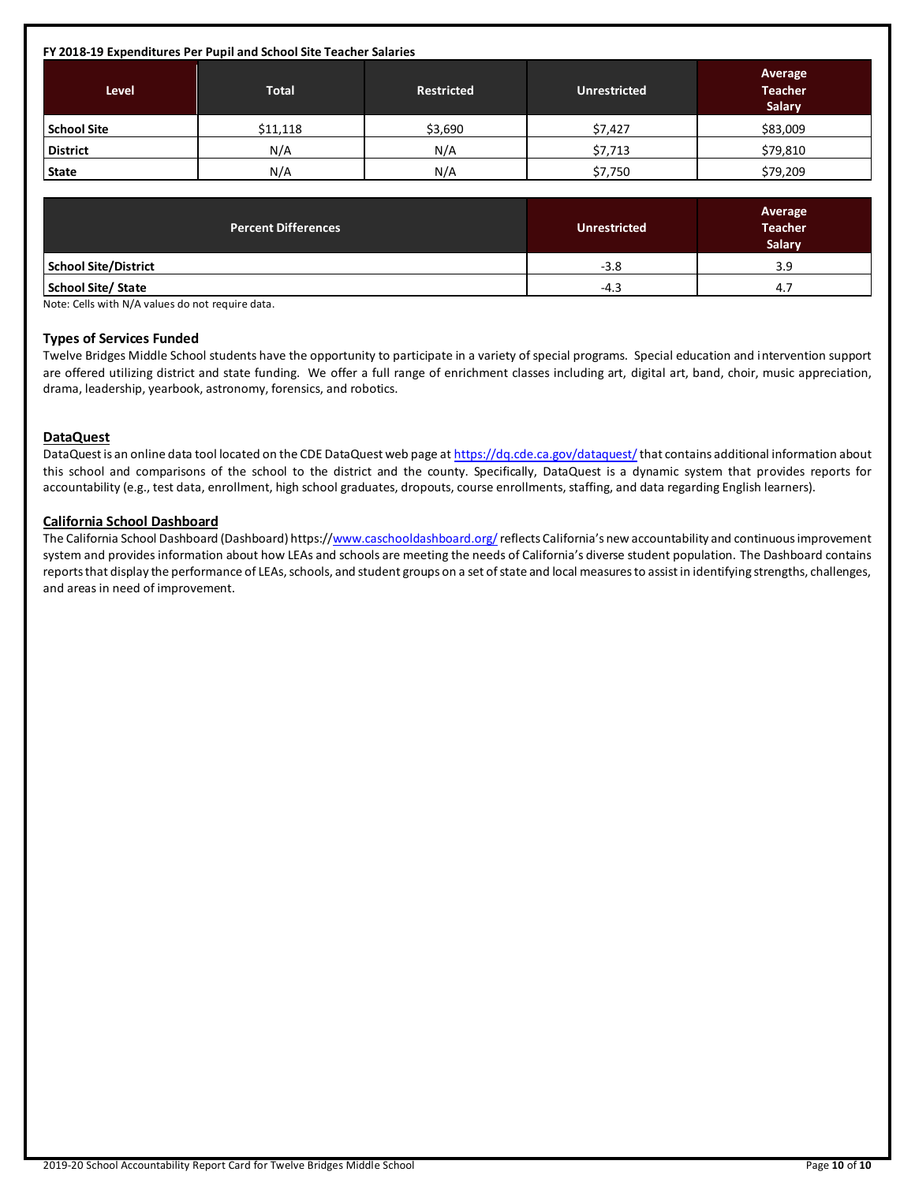**FY 2018-19 Expenditures Per Pupil and School Site Teacher Salaries**

| Level | Total | Restricted | Unrestricted | Average Teacher Salary |
|---|---|---|---|---|
| **School Site** | $11,118 | $3,690 | $7,427 | $83,009 |
| **District** | N/A | N/A | $7,713 | $79,810 |
| **State** | N/A | N/A | $7,750 | $79,209 |

| Percent Differences | Unrestricted | Average Teacher Salary |
|---|---|---|
| **School Site/District** | -3.8 | 3.9 |
| **School Site/ State** | -4.3 | 4.7 |

Note: Cells with N/A values do not require data.

### Types of Services Funded

Twelve Bridges Middle School students have the opportunity to participate in a variety of special programs. Special education and intervention support are offered utilizing district and state funding. We offer a full range of enrichment classes including art, digital art, band, choir, music appreciation, drama, leadership, yearbook, astronomy, forensics, and robotics.

### DataQuest

DataQuest is an online data tool located on the CDE DataQuest web page at https://dq.cde.ca.gov/dataquest/ that contains additional information about this school and comparisons of the school to the district and the county. Specifically, DataQuest is a dynamic system that provides reports for accountability (e.g., test data, enrollment, high school graduates, dropouts, course enrollments, staffing, and data regarding English learners).

### California School Dashboard

The California School Dashboard (Dashboard) https://www.caschooldashboard.org/ reflects California's new accountability and continuous improvement system and provides information about how LEAs and schools are meeting the needs of California's diverse student population. The Dashboard contains reports that display the performance of LEAs, schools, and student groups on a set of state and local measures to assist in identifying strengths, challenges, and areas in need of improvement.